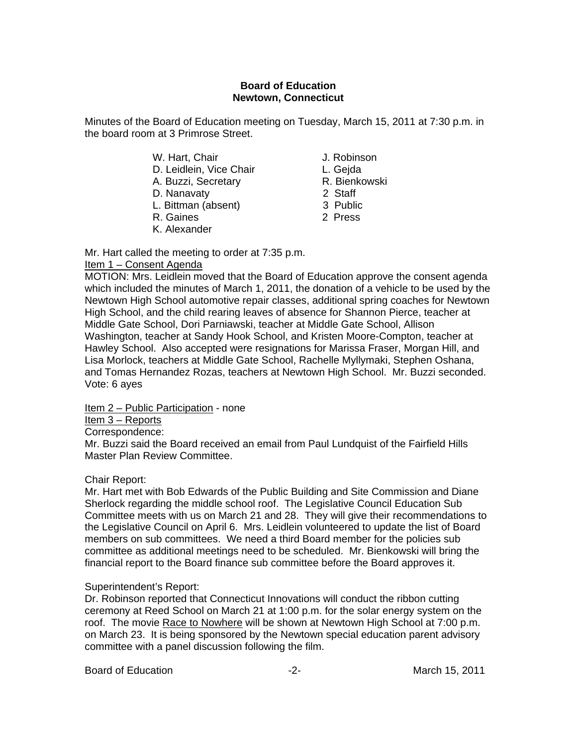**Board of Education**
**Newtown, Connecticut**

Minutes of the Board of Education meeting on Tuesday, March 15, 2011 at 7:30 p.m. in the board room at 3 Primrose Street.

| | |
|---|---|
| W. Hart, Chair | J. Robinson |
| D. Leidlein, Vice Chair | L. Gejda |
| A. Buzzi, Secretary | R. Bienkowski |
| D. Nanavaty | 2 Staff |
| L. Bittman (absent) | 3 Public |
| R. Gaines | 2 Press |
| K. Alexander | |

Mr. Hart called the meeting to order at 7:35 p.m.

Item 1 – Consent Agenda

MOTION: Mrs. Leidlein moved that the Board of Education approve the consent agenda which included the minutes of March 1, 2011, the donation of a vehicle to be used by the Newtown High School automotive repair classes, additional spring coaches for Newtown High School, and the child rearing leaves of absence for Shannon Pierce, teacher at Middle Gate School, Dori Parniawski, teacher at Middle Gate School, Allison Washington, teacher at Sandy Hook School, and Kristen Moore-Compton, teacher at Hawley School. Also accepted were resignations for Marissa Fraser, Morgan Hill, and Lisa Morlock, teachers at Middle Gate School, Rachelle Myllymaki, Stephen Oshana, and Tomas Hernandez Rozas, teachers at Newtown High School. Mr. Buzzi seconded. Vote: 6 ayes

Item 2 – Public Participation - none

Item 3 – Reports

Correspondence:

Mr. Buzzi said the Board received an email from Paul Lundquist of the Fairfield Hills Master Plan Review Committee.

Chair Report:

Mr. Hart met with Bob Edwards of the Public Building and Site Commission and Diane Sherlock regarding the middle school roof. The Legislative Council Education Sub Committee meets with us on March 21 and 28. They will give their recommendations to the Legislative Council on April 6. Mrs. Leidlein volunteered to update the list of Board members on sub committees. We need a third Board member for the policies sub committee as additional meetings need to be scheduled. Mr. Bienkowski will bring the financial report to the Board finance sub committee before the Board approves it.

Superintendent's Report:

Dr. Robinson reported that Connecticut Innovations will conduct the ribbon cutting ceremony at Reed School on March 21 at 1:00 p.m. for the solar energy system on the roof. The movie Race to Nowhere will be shown at Newtown High School at 7:00 p.m. on March 23. It is being sponsored by the Newtown special education parent advisory committee with a panel discussion following the film.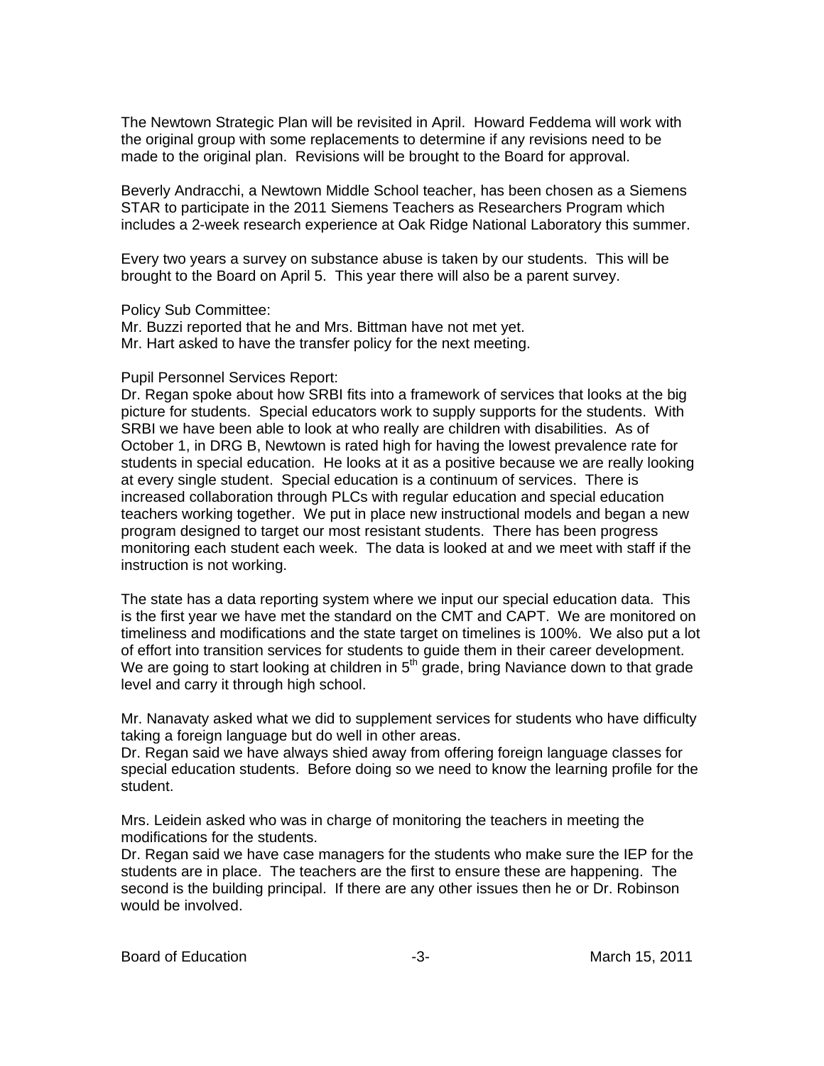The Newtown Strategic Plan will be revisited in April. Howard Feddema will work with the original group with some replacements to determine if any revisions need to be made to the original plan. Revisions will be brought to the Board for approval.

Beverly Andracchi, a Newtown Middle School teacher, has been chosen as a Siemens STAR to participate in the 2011 Siemens Teachers as Researchers Program which includes a 2-week research experience at Oak Ridge National Laboratory this summer.

Every two years a survey on substance abuse is taken by our students. This will be brought to the Board on April 5. This year there will also be a parent survey.

Policy Sub Committee:
Mr. Buzzi reported that he and Mrs. Bittman have not met yet.
Mr. Hart asked to have the transfer policy for the next meeting.

Pupil Personnel Services Report:
Dr. Regan spoke about how SRBI fits into a framework of services that looks at the big picture for students. Special educators work to supply supports for the students. With SRBI we have been able to look at who really are children with disabilities. As of October 1, in DRG B, Newtown is rated high for having the lowest prevalence rate for students in special education. He looks at it as a positive because we are really looking at every single student. Special education is a continuum of services. There is increased collaboration through PLCs with regular education and special education teachers working together. We put in place new instructional models and began a new program designed to target our most resistant students. There has been progress monitoring each student each week. The data is looked at and we meet with staff if the instruction is not working.

The state has a data reporting system where we input our special education data. This is the first year we have met the standard on the CMT and CAPT. We are monitored on timeliness and modifications and the state target on timelines is 100%. We also put a lot of effort into transition services for students to guide them in their career development. We are going to start looking at children in 5th grade, bring Naviance down to that grade level and carry it through high school.

Mr. Nanavaty asked what we did to supplement services for students who have difficulty taking a foreign language but do well in other areas.
Dr. Regan said we have always shied away from offering foreign language classes for special education students. Before doing so we need to know the learning profile for the student.

Mrs. Leidein asked who was in charge of monitoring the teachers in meeting the modifications for the students.
Dr. Regan said we have case managers for the students who make sure the IEP for the students are in place. The teachers are the first to ensure these are happening. The second is the building principal. If there are any other issues then he or Dr. Robinson would be involved.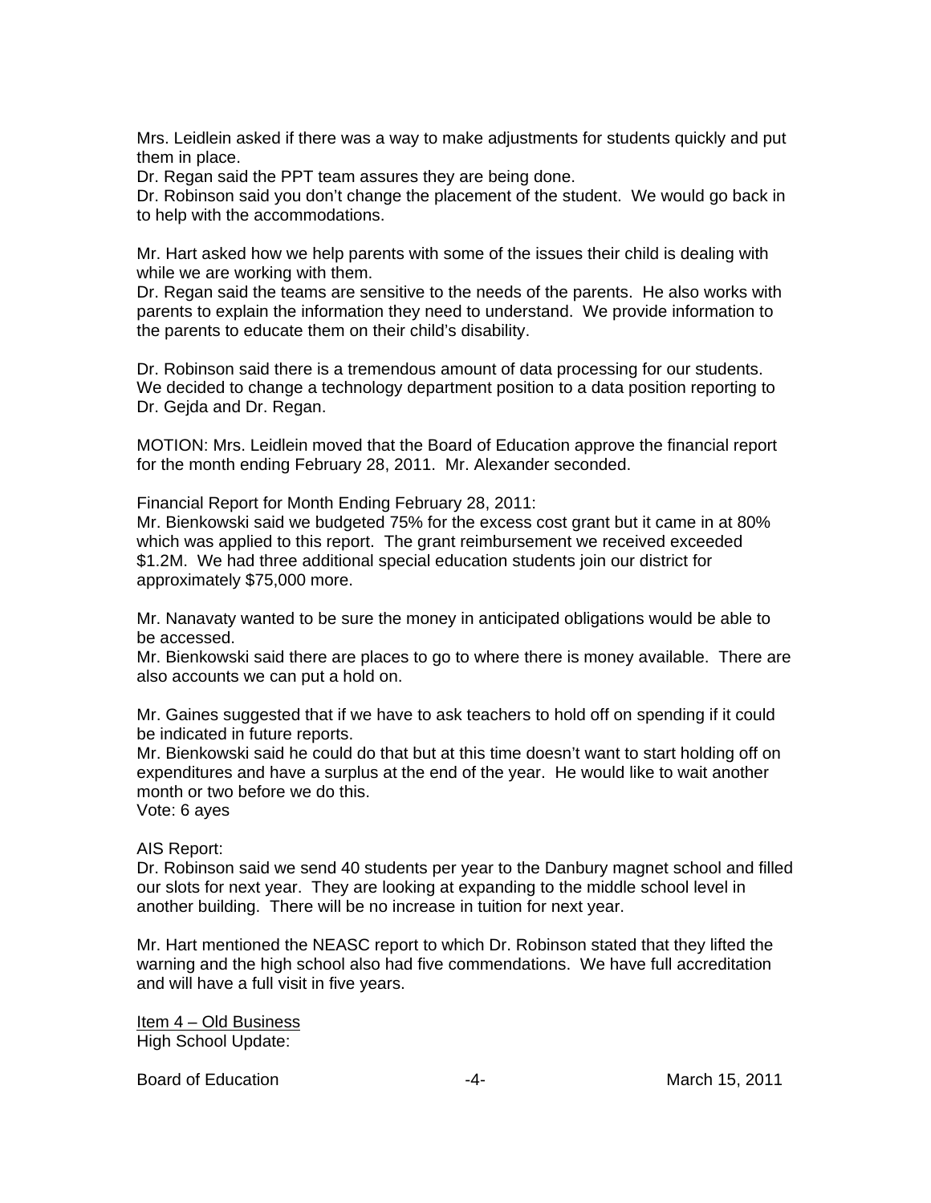Mrs. Leidlein asked if there was a way to make adjustments for students quickly and put them in place.
Dr. Regan said the PPT team assures they are being done.
Dr. Robinson said you don't change the placement of the student. We would go back in to help with the accommodations.

Mr. Hart asked how we help parents with some of the issues their child is dealing with while we are working with them.
Dr. Regan said the teams are sensitive to the needs of the parents. He also works with parents to explain the information they need to understand. We provide information to the parents to educate them on their child's disability.

Dr. Robinson said there is a tremendous amount of data processing for our students. We decided to change a technology department position to a data position reporting to Dr. Gejda and Dr. Regan.

MOTION: Mrs. Leidlein moved that the Board of Education approve the financial report for the month ending February 28, 2011. Mr. Alexander seconded.

Financial Report for Month Ending February 28, 2011:
Mr. Bienkowski said we budgeted 75% for the excess cost grant but it came in at 80% which was applied to this report. The grant reimbursement we received exceeded $1.2M. We had three additional special education students join our district for approximately $75,000 more.

Mr. Nanavaty wanted to be sure the money in anticipated obligations would be able to be accessed.
Mr. Bienkowski said there are places to go to where there is money available. There are also accounts we can put a hold on.

Mr. Gaines suggested that if we have to ask teachers to hold off on spending if it could be indicated in future reports.
Mr. Bienkowski said he could do that but at this time doesn't want to start holding off on expenditures and have a surplus at the end of the year. He would like to wait another month or two before we do this.
Vote: 6 ayes

AIS Report:
Dr. Robinson said we send 40 students per year to the Danbury magnet school and filled our slots for next year. They are looking at expanding to the middle school level in another building. There will be no increase in tuition for next year.

Mr. Hart mentioned the NEASC report to which Dr. Robinson stated that they lifted the warning and the high school also had five commendations. We have full accreditation and will have a full visit in five years.

<u>Item 4 – Old Business</u>
High School Update: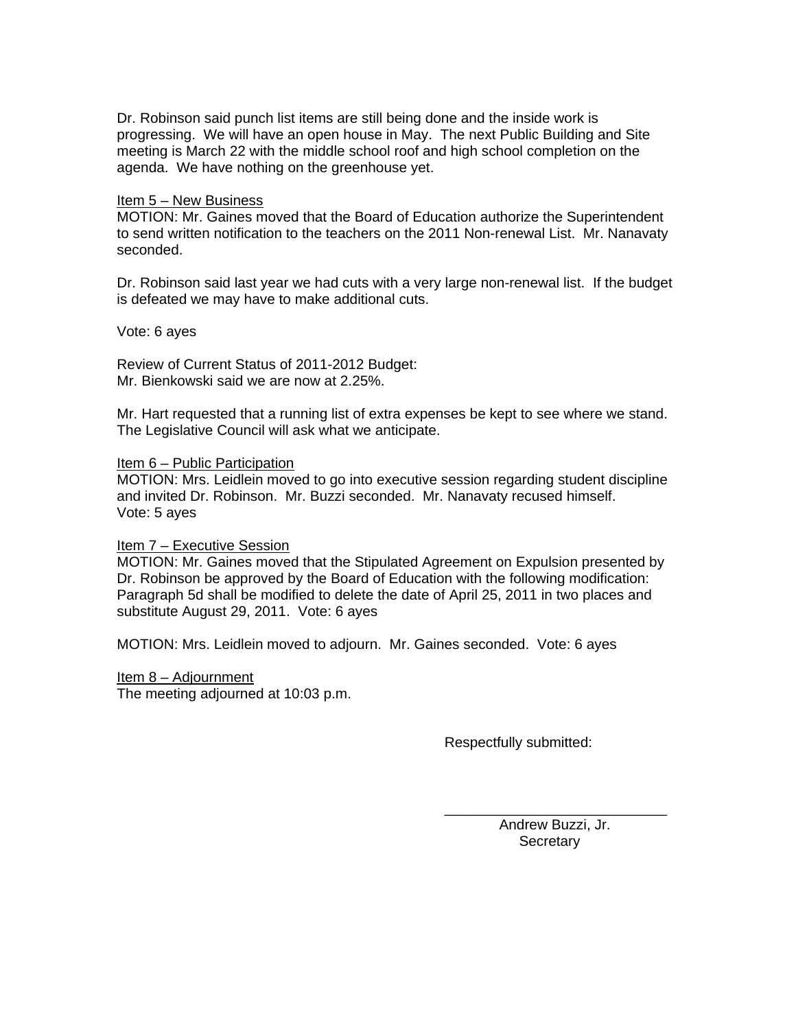Dr. Robinson said punch list items are still being done and the inside work is progressing. We will have an open house in May. The next Public Building and Site meeting is March 22 with the middle school roof and high school completion on the agenda. We have nothing on the greenhouse yet.

<u>Item 5 – New Business</u>
MOTION: Mr. Gaines moved that the Board of Education authorize the Superintendent to send written notification to the teachers on the 2011 Non-renewal List. Mr. Nanavaty seconded.

Dr. Robinson said last year we had cuts with a very large non-renewal list. If the budget is defeated we may have to make additional cuts.

Vote: 6 ayes

Review of Current Status of 2011-2012 Budget:
Mr. Bienkowski said we are now at 2.25%.

Mr. Hart requested that a running list of extra expenses be kept to see where we stand. The Legislative Council will ask what we anticipate.

<u>Item 6 – Public Participation</u>
MOTION: Mrs. Leidlein moved to go into executive session regarding student discipline and invited Dr. Robinson. Mr. Buzzi seconded. Mr. Nanavaty recused himself.
Vote: 5 ayes

<u>Item 7 – Executive Session</u>
MOTION: Mr. Gaines moved that the Stipulated Agreement on Expulsion presented by Dr. Robinson be approved by the Board of Education with the following modification: Paragraph 5d shall be modified to delete the date of April 25, 2011 in two places and substitute August 29, 2011. Vote: 6 ayes

MOTION: Mrs. Leidlein moved to adjourn. Mr. Gaines seconded. Vote: 6 ayes

<u>Item 8 – Adjournment</u>
The meeting adjourned at 10:03 p.m.

Respectfully submitted:

\_\_\_\_\_\_\_\_\_\_\_\_\_\_\_\_\_\_\_\_\_\_\_\_\_\_\_\_\_\_

Andrew Buzzi, Jr.
Secretary